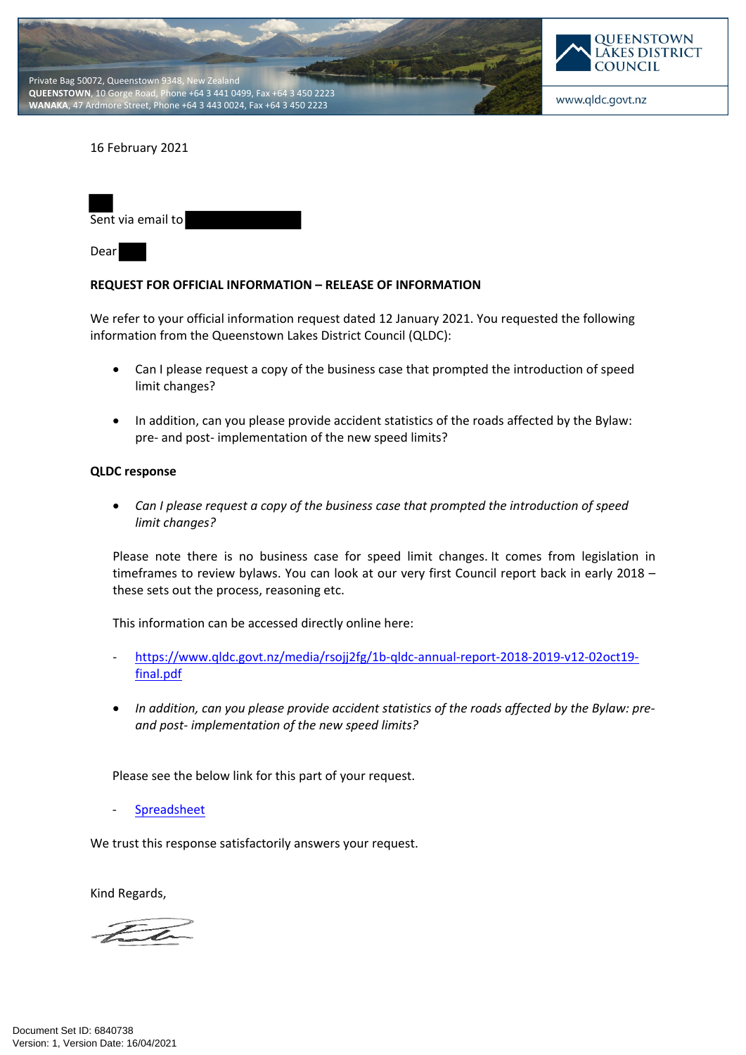Private Bag 50072, Queenstown 9348, New Zealand
**QUEENSTOWN**, 10 Gorge Road, Phone +64 3 441 0499, Fax +64 3 450 2223
**WANAKA**, 47 Ardmore Street, Phone +64 3 443 0024, Fax +64 3 450 2223

QUEENSTOWN LAKES DISTRICT COUNCIL

www.qldc.govt.nz

16 February 2021

Sent via email to

Dear

**REQUEST FOR OFFICIAL INFORMATION – RELEASE OF INFORMATION**

We refer to your official information request dated 12 January 2021. You requested the following information from the Queenstown Lakes District Council (QLDC):

- Can I please request a copy of the business case that prompted the introduction of speed limit changes?
- In addition, can you please provide accident statistics of the roads affected by the Bylaw: pre- and post- implementation of the new speed limits?

**QLDC response**

- *Can I please request a copy of the business case that prompted the introduction of speed limit changes?*

Please note there is no business case for speed limit changes. It comes from legislation in timeframes to review bylaws. You can look at our very first Council report back in early 2018 – these sets out the process, reasoning etc.

This information can be accessed directly online here:

- https://www.qldc.govt.nz/media/rsojj2fg/1b-qldc-annual-report-2018-2019-v12-02oct19-final.pdf

- *In addition, can you please provide accident statistics of the roads affected by the Bylaw: pre- and post- implementation of the new speed limits?*

Please see the below link for this part of your request.

- Spreadsheet

We trust this response satisfactorily answers your request.

Kind Regards,

Document Set ID: 6840738
Version: 1, Version Date: 16/04/2021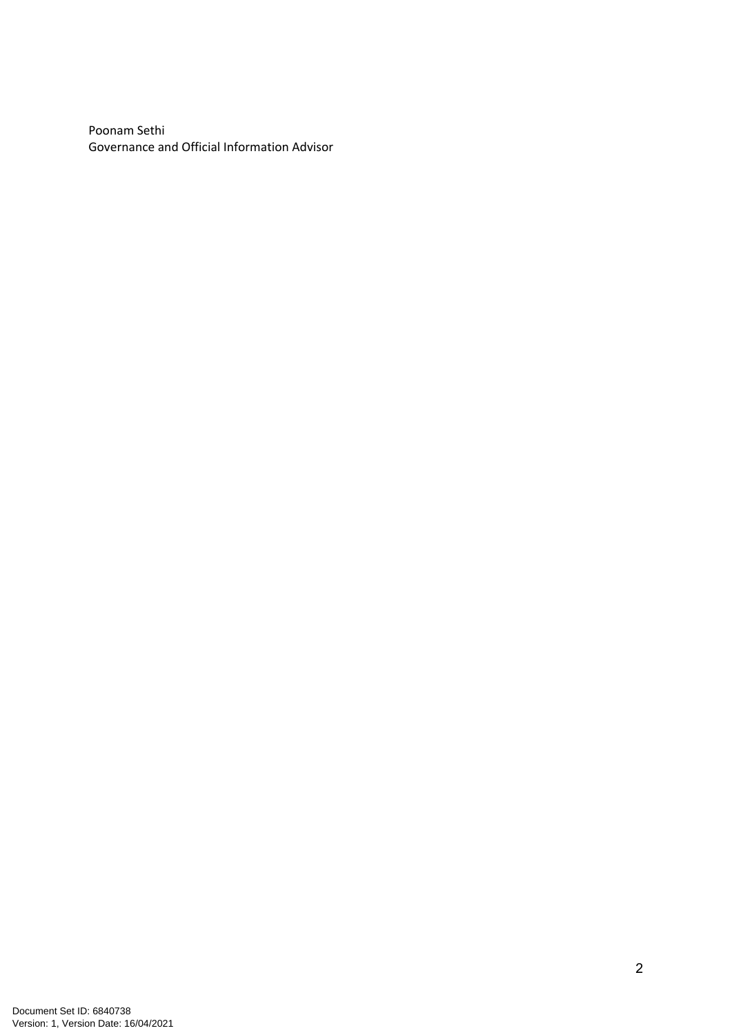Poonam Sethi
Governance and Official Information Advisor